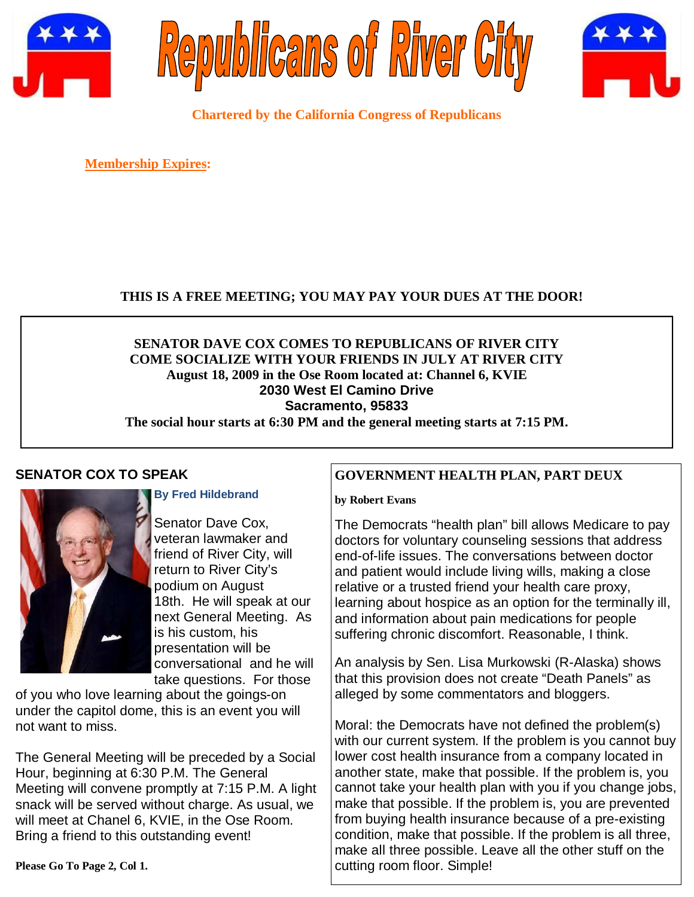# Republicans of River City

**Chartered by the California Congress of Republicans**

**Membership Expires:**

**THIS IS A FREE MEETING; YOU MAY PAY YOUR DUES AT THE DOOR!**

**SENATOR DAVE COX COMES TO REPUBLICANS OF RIVER CITY**
**COME SOCIALIZE WITH YOUR FRIENDS IN JULY AT RIVER CITY**
**August 18, 2009 in the Ose Room located at: Channel 6, KVIE**
**2030 West El Camino Drive**
**Sacramento, 95833**
**The social hour starts at 6:30 PM and the general meeting starts at 7:15 PM.**

## SENATOR COX TO SPEAK

**By Fred Hildebrand**

Senator Dave Cox, veteran lawmaker and friend of River City, will return to River City's podium on August 18th. He will speak at our next General Meeting. As is his custom, his presentation will be conversational and he will take questions. For those of you who love learning about the goings-on under the capitol dome, this is an event you will not want to miss.

The General Meeting will be preceded by a Social Hour, beginning at 6:30 P.M. The General Meeting will convene promptly at 7:15 P.M. A light snack will be served without charge. As usual, we will meet at Chanel 6, KVIE, in the Ose Room. Bring a friend to this outstanding event!

**Please Go To Page 2, Col 1.**

## GOVERNMENT HEALTH PLAN, PART DEUX

**by Robert Evans**

The Democrats "health plan" bill allows Medicare to pay doctors for voluntary counseling sessions that address end-of-life issues. The conversations between doctor and patient would include living wills, making a close relative or a trusted friend your health care proxy, learning about hospice as an option for the terminally ill, and information about pain medications for people suffering chronic discomfort. Reasonable, I think.

An analysis by Sen. Lisa Murkowski (R-Alaska) shows that this provision does not create "Death Panels" as alleged by some commentators and bloggers.

Moral: the Democrats have not defined the problem(s) with our current system. If the problem is you cannot buy lower cost health insurance from a company located in another state, make that possible. If the problem is, you cannot take your health plan with you if you change jobs, make that possible. If the problem is, you are prevented from buying health insurance because of a pre-existing condition, make that possible. If the problem is all three, make all three possible. Leave all the other stuff on the cutting room floor. Simple!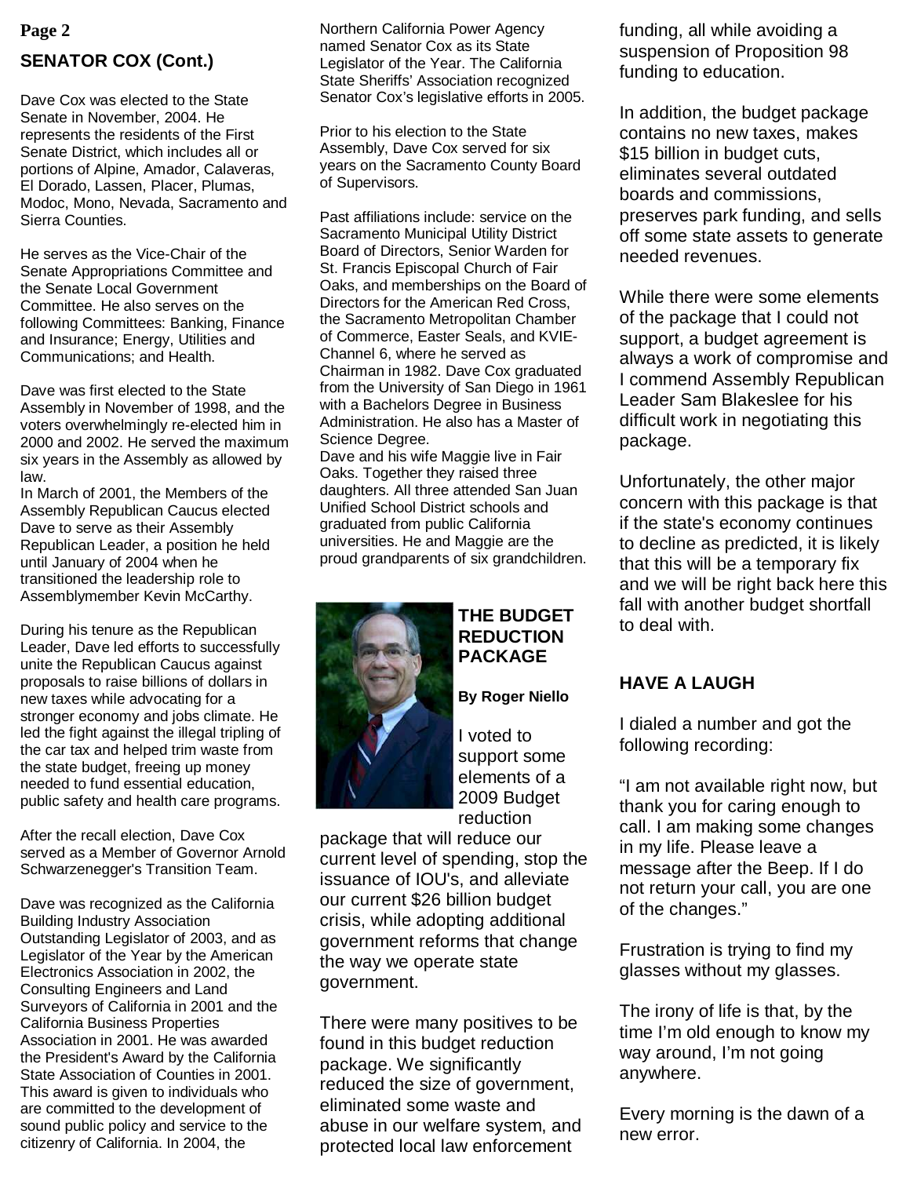## SENATOR COX (Cont.)

Dave Cox was elected to the State Senate in November, 2004. He represents the residents of the First Senate District, which includes all or portions of Alpine, Amador, Calaveras, El Dorado, Lassen, Placer, Plumas, Modoc, Mono, Nevada, Sacramento and Sierra Counties.

He serves as the Vice-Chair of the Senate Appropriations Committee and the Senate Local Government Committee. He also serves on the following Committees: Banking, Finance and Insurance; Energy, Utilities and Communications; and Health.

Dave was first elected to the State Assembly in November of 1998, and the voters overwhelmingly re-elected him in 2000 and 2002. He served the maximum six years in the Assembly as allowed by law.
In March of 2001, the Members of the Assembly Republican Caucus elected Dave to serve as their Assembly Republican Leader, a position he held until January of 2004 when he transitioned the leadership role to Assemblymember Kevin McCarthy.

During his tenure as the Republican Leader, Dave led efforts to successfully unite the Republican Caucus against proposals to raise billions of dollars in new taxes while advocating for a stronger economy and jobs climate. He led the fight against the illegal tripling of the car tax and helped trim waste from the state budget, freeing up money needed to fund essential education, public safety and health care programs.

After the recall election, Dave Cox served as a Member of Governor Arnold Schwarzenegger's Transition Team.

Dave was recognized as the California Building Industry Association Outstanding Legislator of 2003, and as Legislator of the Year by the American Electronics Association in 2002, the Consulting Engineers and Land Surveyors of California in 2001 and the California Business Properties Association in 2001. He was awarded the President's Award by the California State Association of Counties in 2001. This award is given to individuals who are committed to the development of sound public policy and service to the citizenry of California. In 2004, the Northern California Power Agency named Senator Cox as its State Legislator of the Year. The California State Sheriffs' Association recognized Senator Cox's legislative efforts in 2005.

Prior to his election to the State Assembly, Dave Cox served for six years on the Sacramento County Board of Supervisors.

Past affiliations include: service on the Sacramento Municipal Utility District Board of Directors, Senior Warden for St. Francis Episcopal Church of Fair Oaks, and memberships on the Board of Directors for the American Red Cross, the Sacramento Metropolitan Chamber of Commerce, Easter Seals, and KVIE-Channel 6, where he served as Chairman in 1982. Dave Cox graduated from the University of San Diego in 1961 with a Bachelors Degree in Business Administration. He also has a Master of Science Degree.
Dave and his wife Maggie live in Fair Oaks. Together they raised three daughters. All three attended San Juan Unified School District schools and graduated from public California universities. He and Maggie are the proud grandparents of six grandchildren.

## THE BUDGET REDUCTION PACKAGE

**By Roger Niello**

I voted to support some elements of a 2009 Budget reduction package that will reduce our current level of spending, stop the issuance of IOU's, and alleviate our current $26 billion budget crisis, while adopting additional government reforms that change the way we operate state government.

There were many positives to be found in this budget reduction package. We significantly reduced the size of government, eliminated some waste and abuse in our welfare system, and protected local law enforcement funding, all while avoiding a suspension of Proposition 98 funding to education.

In addition, the budget package contains no new taxes, makes $15 billion in budget cuts, eliminates several outdated boards and commissions, preserves park funding, and sells off some state assets to generate needed revenues.

While there were some elements of the package that I could not support, a budget agreement is always a work of compromise and I commend Assembly Republican Leader Sam Blakeslee for his difficult work in negotiating this package.

Unfortunately, the other major concern with this package is that if the state's economy continues to decline as predicted, it is likely that this will be a temporary fix and we will be right back here this fall with another budget shortfall to deal with.

## HAVE A LAUGH

I dialed a number and got the following recording:

"I am not available right now, but thank you for caring enough to call. I am making some changes in my life. Please leave a message after the Beep. If I do not return your call, you are one of the changes."

Frustration is trying to find my glasses without my glasses.

The irony of life is that, by the time I'm old enough to know my way around, I'm not going anywhere.

Every morning is the dawn of a new error.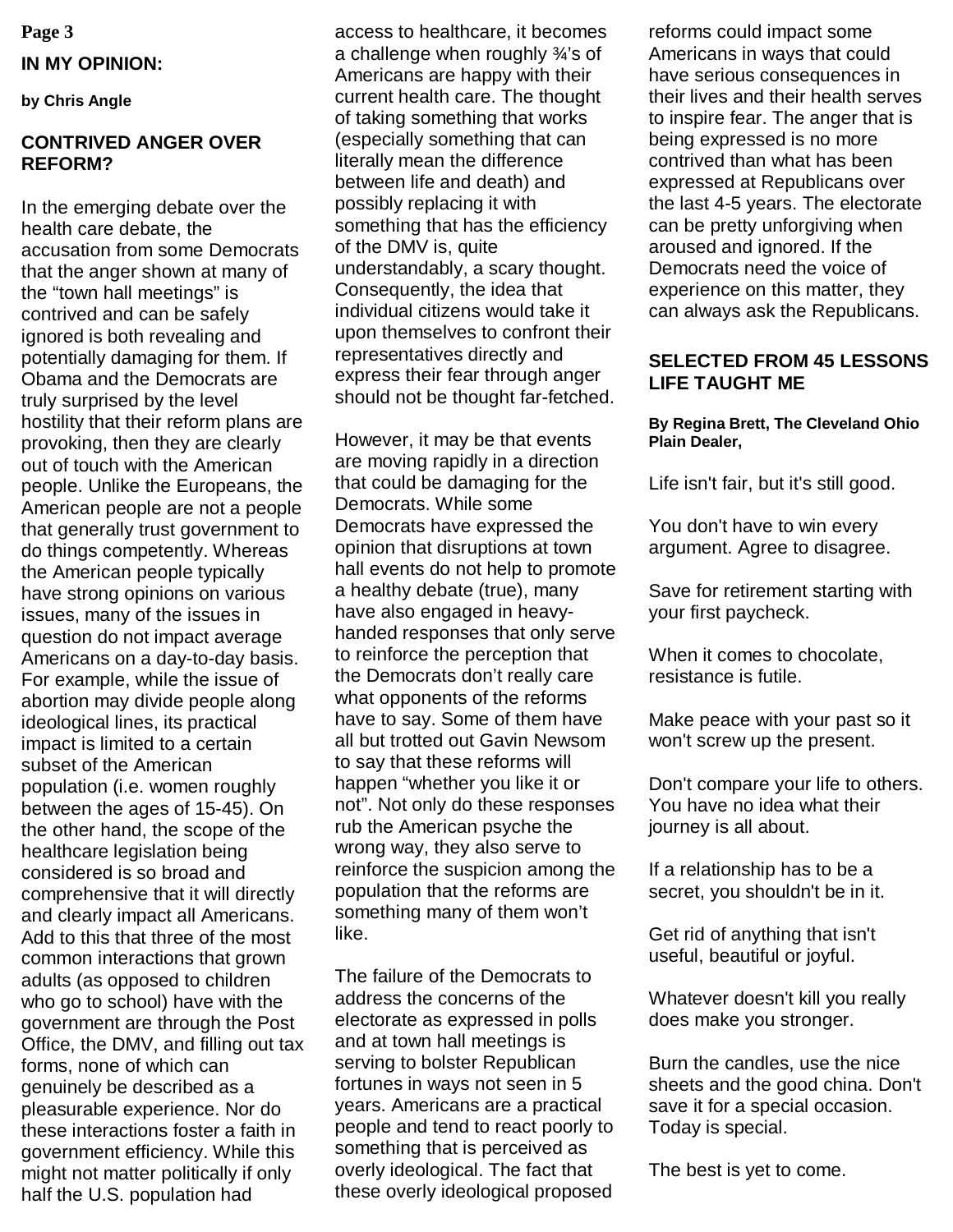## IN MY OPINION:

**by Chris Angle**

### CONTRIVED ANGER OVER REFORM?

In the emerging debate over the health care debate, the accusation from some Democrats that the anger shown at many of the "town hall meetings" is contrived and can be safely ignored is both revealing and potentially damaging for them. If Obama and the Democrats are truly surprised by the level hostility that their reform plans are provoking, then they are clearly out of touch with the American people. Unlike the Europeans, the American people are not a people that generally trust government to do things competently. Whereas the American people typically have strong opinions on various issues, many of the issues in question do not impact average Americans on a day-to-day basis. For example, while the issue of abortion may divide people along ideological lines, its practical impact is limited to a certain subset of the American population (i.e. women roughly between the ages of 15-45). On the other hand, the scope of the healthcare legislation being considered is so broad and comprehensive that it will directly and clearly impact all Americans. Add to this that three of the most common interactions that grown adults (as opposed to children who go to school) have with the government are through the Post Office, the DMV, and filling out tax forms, none of which can genuinely be described as a pleasurable experience. Nor do these interactions foster a faith in government efficiency. While this might not matter politically if only half the U.S. population had access to healthcare, it becomes a challenge when roughly ¾'s of Americans are happy with their current health care. The thought of taking something that works (especially something that can literally mean the difference between life and death) and possibly replacing it with something that has the efficiency of the DMV is, quite understandably, a scary thought. Consequently, the idea that individual citizens would take it upon themselves to confront their representatives directly and express their fear through anger should not be thought far-fetched.

However, it may be that events are moving rapidly in a direction that could be damaging for the Democrats. While some Democrats have expressed the opinion that disruptions at town hall events do not help to promote a healthy debate (true), many have also engaged in heavy-handed responses that only serve to reinforce the perception that the Democrats don't really care what opponents of the reforms have to say. Some of them have all but trotted out Gavin Newsom to say that these reforms will happen "whether you like it or not". Not only do these responses rub the American psyche the wrong way, they also serve to reinforce the suspicion among the population that the reforms are something many of them won't like.

The failure of the Democrats to address the concerns of the electorate as expressed in polls and at town hall meetings is serving to bolster Republican fortunes in ways not seen in 5 years. Americans are a practical people and tend to react poorly to something that is perceived as overly ideological. The fact that these overly ideological proposed reforms could impact some Americans in ways that could have serious consequences in their lives and their health serves to inspire fear. The anger that is being expressed is no more contrived than what has been expressed at Republicans over the last 4-5 years. The electorate can be pretty unforgiving when aroused and ignored. If the Democrats need the voice of experience on this matter, they can always ask the Republicans.

### SELECTED FROM 45 LESSONS LIFE TAUGHT ME

**By Regina Brett, The Cleveland Ohio Plain Dealer,**

Life isn't fair, but it's still good.

You don't have to win every argument. Agree to disagree.

Save for retirement starting with your first paycheck.

When it comes to chocolate, resistance is futile.

Make peace with your past so it won't screw up the present.

Don't compare your life to others. You have no idea what their journey is all about.

If a relationship has to be a secret, you shouldn't be in it.

Get rid of anything that isn't useful, beautiful or joyful.

Whatever doesn't kill you really does make you stronger.

Burn the candles, use the nice sheets and the good china. Don't save it for a special occasion. Today is special.

The best is yet to come.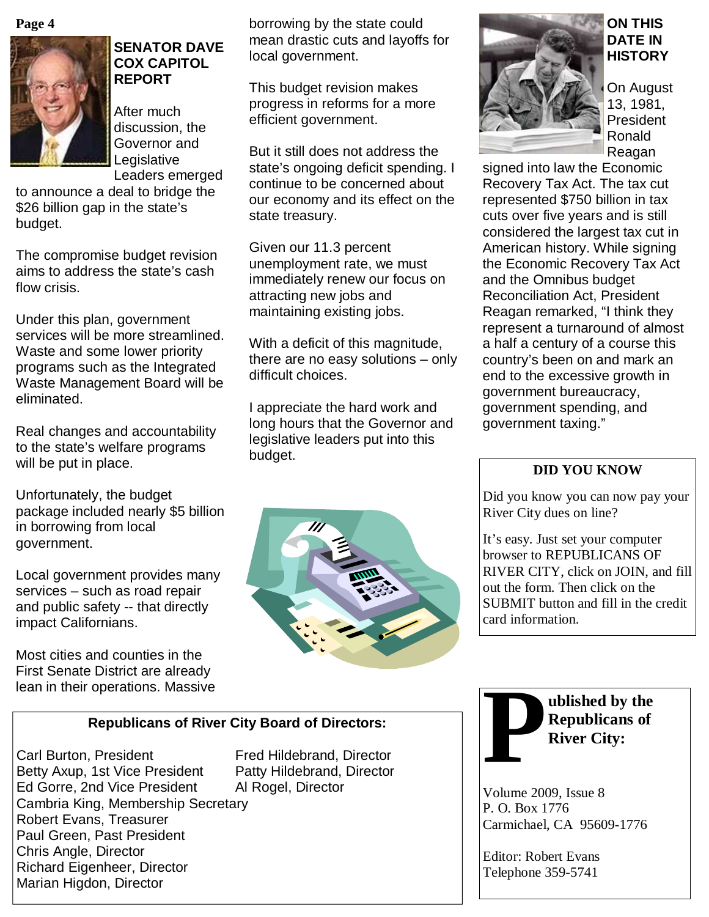## SENATOR DAVE COX CAPITOL REPORT

After much discussion, the Governor and Legislative Leaders emerged to announce a deal to bridge the $26 billion gap in the state's budget.

The compromise budget revision aims to address the state's cash flow crisis.

Under this plan, government services will be more streamlined. Waste and some lower priority programs such as the Integrated Waste Management Board will be eliminated.

Real changes and accountability to the state's welfare programs will be put in place.

Unfortunately, the budget package included nearly $5 billion in borrowing from local government.

Local government provides many services – such as road repair and public safety -- that directly impact Californians.

Most cities and counties in the First Senate District are already lean in their operations. Massive borrowing by the state could mean drastic cuts and layoffs for local government.

This budget revision makes progress in reforms for a more efficient government.

But it still does not address the state's ongoing deficit spending. I continue to be concerned about our economy and its effect on the state treasury.

Given our 11.3 percent unemployment rate, we must immediately renew our focus on attracting new jobs and maintaining existing jobs.

With a deficit of this magnitude, there are no easy solutions – only difficult choices.

I appreciate the hard work and long hours that the Governor and legislative leaders put into this budget.

## ON THIS DATE IN HISTORY

On August 13, 1981, President Ronald Reagan signed into law the Economic Recovery Tax Act. The tax cut represented $750 billion in tax cuts over five years and is still considered the largest tax cut in American history. While signing the Economic Recovery Tax Act and the Omnibus budget Reconciliation Act, President Reagan remarked, "I think they represent a turnaround of almost a half a century of a course this country's been on and mark an end to the excessive growth in government bureaucracy, government spending, and government taxing."

### DID YOU KNOW

Did you know you can now pay your River City dues on line?

It's easy. Just set your computer browser to REPUBLICANS OF RIVER CITY, click on JOIN, and fill out the form. Then click on the SUBMIT button and fill in the credit card information.

### Republicans of River City Board of Directors:

Carl Burton, President
Betty Axup, 1st Vice President
Ed Gorre, 2nd Vice President
Cambria King, Membership Secretary
Robert Evans, Treasurer
Paul Green, Past President
Chris Angle, Director
Richard Eigenheer, Director
Marian Higdon, Director
Fred Hildebrand, Director
Patty Hildebrand, Director
Al Rogel, Director

### Published by the Republicans of River City:

Volume 2009, Issue 8
P. O. Box 1776
Carmichael, CA 95609-1776

Editor: Robert Evans
Telephone 359-5741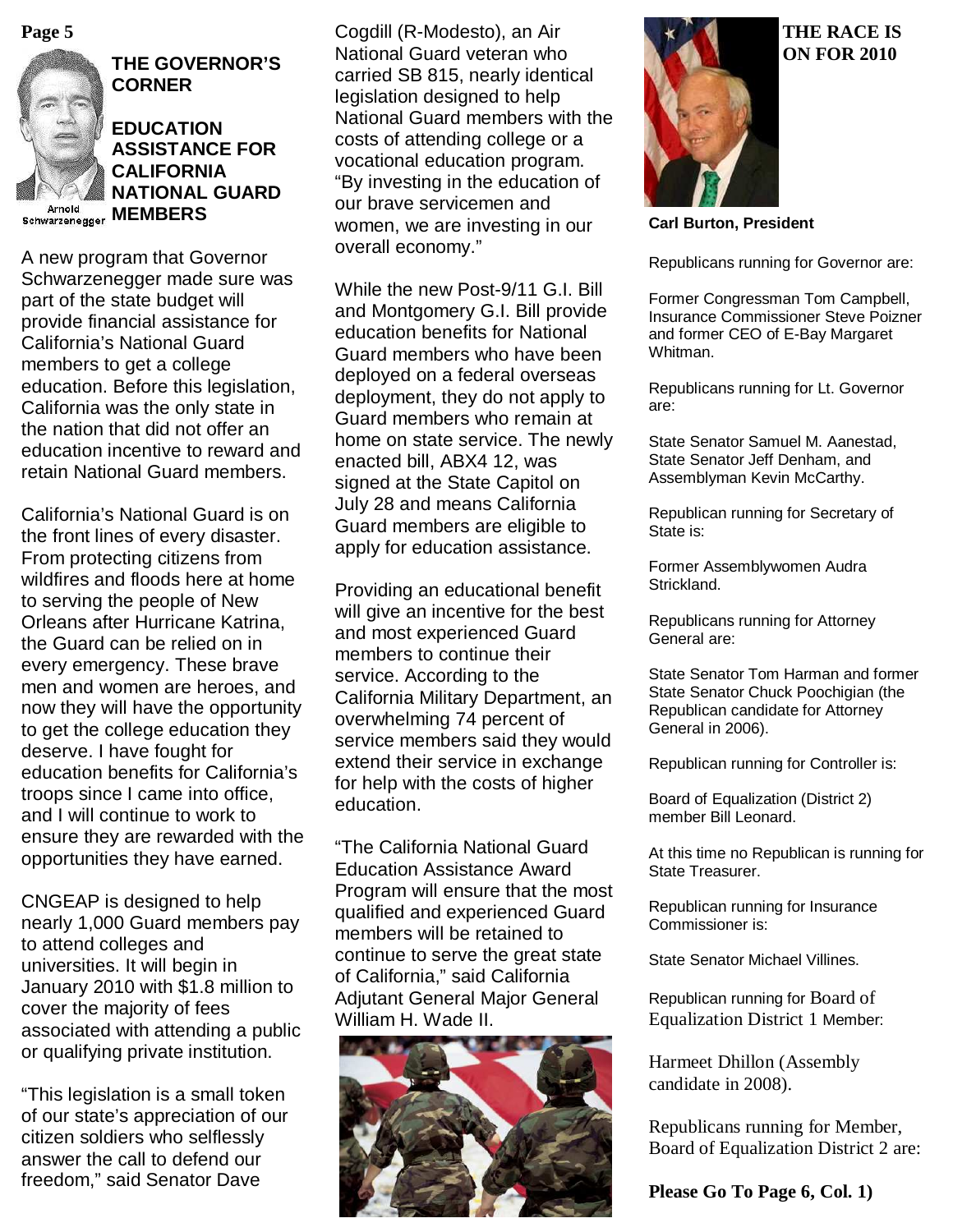## THE GOVERNOR'S CORNER

Arnold Schwarzenegger

### EDUCATION ASSISTANCE FOR CALIFORNIA NATIONAL GUARD MEMBERS

A new program that Governor Schwarzenegger made sure was part of the state budget will provide financial assistance for California's National Guard members to get a college education. Before this legislation, California was the only state in the nation that did not offer an education incentive to reward and retain National Guard members.

California's National Guard is on the front lines of every disaster. From protecting citizens from wildfires and floods here at home to serving the people of New Orleans after Hurricane Katrina, the Guard can be relied on in every emergency. These brave men and women are heroes, and now they will have the opportunity to get the college education they deserve. I have fought for education benefits for California's troops since I came into office, and I will continue to work to ensure they are rewarded with the opportunities they have earned.

CNGEAP is designed to help nearly 1,000 Guard members pay to attend colleges and universities. It will begin in January 2010 with $1.8 million to cover the majority of fees associated with attending a public or qualifying private institution.

"This legislation is a small token of our state's appreciation of our citizen soldiers who selflessly answer the call to defend our freedom," said Senator Dave Cogdill (R-Modesto), an Air National Guard veteran who carried SB 815, nearly identical legislation designed to help National Guard members with the costs of attending college or a vocational education program. "By investing in the education of our brave servicemen and women, we are investing in our overall economy."

While the new Post-9/11 G.I. Bill and Montgomery G.I. Bill provide education benefits for National Guard members who have been deployed on a federal overseas deployment, they do not apply to Guard members who remain at home on state service. The newly enacted bill, ABX4 12, was signed at the State Capitol on July 28 and means California Guard members are eligible to apply for education assistance.

Providing an educational benefit will give an incentive for the best and most experienced Guard members to continue their service. According to the California Military Department, an overwhelming 74 percent of service members said they would extend their service in exchange for help with the costs of higher education.

"The California National Guard Education Assistance Award Program will ensure that the most qualified and experienced Guard members will be retained to continue to serve the great state of California," said California Adjutant General Major General William H. Wade II.

## THE RACE IS ON FOR 2010

**Carl Burton, President**

Republicans running for Governor are:

Former Congressman Tom Campbell, Insurance Commissioner Steve Poizner and former CEO of E-Bay Margaret Whitman.

Republicans running for Lt. Governor are:

State Senator Samuel M. Aanestad, State Senator Jeff Denham, and Assemblyman Kevin McCarthy.

Republican running for Secretary of State is:

Former Assemblywomen Audra Strickland.

Republicans running for Attorney General are:

State Senator Tom Harman and former State Senator Chuck Poochigian (the Republican candidate for Attorney General in 2006).

Republican running for Controller is:

Board of Equalization (District 2) member Bill Leonard.

At this time no Republican is running for State Treasurer.

Republican running for Insurance Commissioner is:

State Senator Michael Villines.

Republican running for Board of Equalization District 1 Member:

Harmeet Dhillon (Assembly candidate in 2008).

Republicans running for Member, Board of Equalization District 2 are:

**Please Go To Page 6, Col. 1)**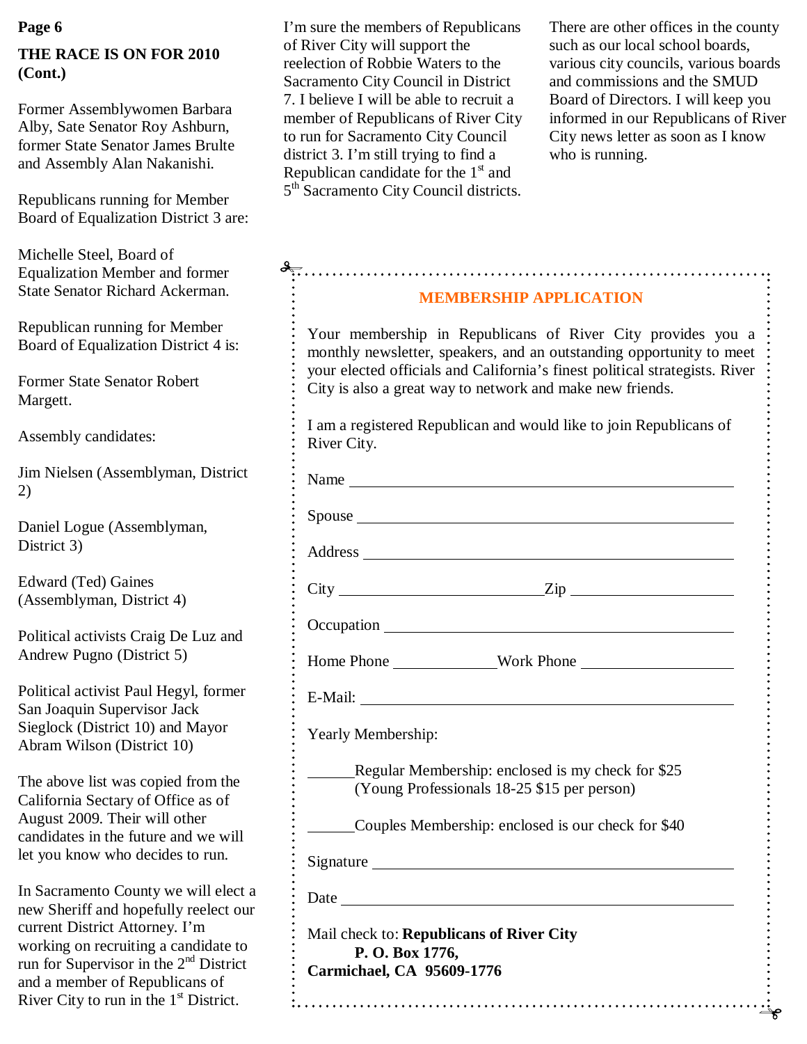## THE RACE IS ON FOR 2010 (Cont.)

Former Assemblywomen Barbara Alby, Sate Senator Roy Ashburn, former State Senator James Brulte and Assembly Alan Nakanishi.

Republicans running for Member Board of Equalization District 3 are:

Michelle Steel, Board of Equalization Member and former State Senator Richard Ackerman.

Republican running for Member Board of Equalization District 4 is:

Former State Senator Robert Margett.

Assembly candidates:

Jim Nielsen (Assemblyman, District 2)

Daniel Logue (Assemblyman, District 3)

Edward (Ted) Gaines (Assemblyman, District 4)

Political activists Craig De Luz and Andrew Pugno (District 5)

Political activist Paul Hegyl, former San Joaquin Supervisor Jack Sieglock (District 10) and Mayor Abram Wilson (District 10)

The above list was copied from the California Sectary of Office as of August 2009. Their will other candidates in the future and we will let you know who decides to run.

In Sacramento County we will elect a new Sheriff and hopefully reelect our current District Attorney. I'm working on recruiting a candidate to run for Supervisor in the 2nd District and a member of Republicans of River City to run in the 1st District.

I'm sure the members of Republicans of River City will support the reelection of Robbie Waters to the Sacramento City Council in District 7. I believe I will be able to recruit a member of Republicans of River City to run for Sacramento City Council district 3. I'm still trying to find a Republican candidate for the 1st and 5th Sacramento City Council districts.

There are other offices in the county such as our local school boards, various city councils, various boards and commissions and the SMUD Board of Directors. I will keep you informed in our Republicans of River City news letter as soon as I know who is running.

### MEMBERSHIP APPLICATION

Your membership in Republicans of River City provides you a monthly newsletter, speakers, and an outstanding opportunity to meet your elected officials and California's finest political strategists. River City is also a great way to network and make new friends.

I am a registered Republican and would like to join Republicans of River City.

Name ______________________________

Spouse ______________________________

Address ______________________________

City ____________________ Zip ______________

Occupation ______________________________

Home Phone ___________ Work Phone ______________

E-Mail: ______________________________

Yearly Membership:

_____Regular Membership: enclosed is my check for $25 (Young Professionals 18-25 $15 per person)

_____Couples Membership: enclosed is our check for $40

Signature ______________________________

Date ______________________________

Mail check to: **Republicans of River City**
**P. O. Box 1776,**
**Carmichael, CA 95609-1776**